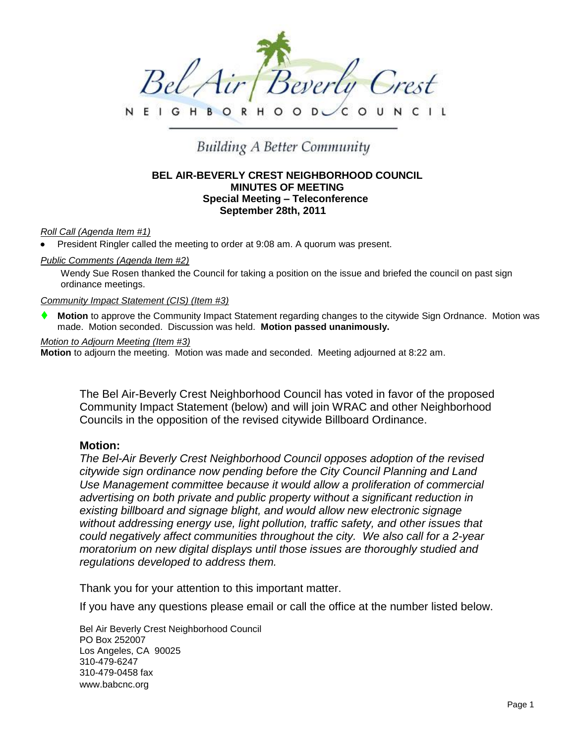Bel Air Beverly Crest

NEIGHBORHOOD COUNCIL

*Building A Better Community*

**BEL AIR-BEVERLY CREST NEIGHBORHOOD COUNCIL**
**MINUTES OF MEETING**
**Special Meeting – Teleconference**
**September 28th, 2011**

*Roll Call (Agenda Item #1)*

- President Ringler called the meeting to order at 9:08 am. A quorum was present.

*Public Comments (Agenda Item #2)*

Wendy Sue Rosen thanked the Council for taking a position on the issue and briefed the council on past sign ordinance meetings.

*Community Impact Statement (CIS) (Item #3)*

- **Motion** to approve the Community Impact Statement regarding changes to the citywide Sign Ordnance. Motion was made. Motion seconded. Discussion was held. **Motion passed unanimously.**

*Motion to Adjourn Meeting (Item #3)*

**Motion** to adjourn the meeting. Motion was made and seconded. Meeting adjourned at 8:22 am.

The Bel Air-Beverly Crest Neighborhood Council has voted in favor of the proposed Community Impact Statement (below) and will join WRAC and other Neighborhood Councils in the opposition of the revised citywide Billboard Ordinance.

**Motion:**

*The Bel-Air Beverly Crest Neighborhood Council opposes adoption of the revised citywide sign ordinance now pending before the City Council Planning and Land Use Management committee because it would allow a proliferation of commercial advertising on both private and public property without a significant reduction in existing billboard and signage blight, and would allow new electronic signage without addressing energy use, light pollution, traffic safety, and other issues that could negatively affect communities throughout the city. We also call for a 2-year moratorium on new digital displays until those issues are thoroughly studied and regulations developed to address them.*

Thank you for your attention to this important matter.

If you have any questions please email or call the office at the number listed below.

Bel Air Beverly Crest Neighborhood Council
PO Box 252007
Los Angeles, CA 90025
310-479-6247
310-479-0458 fax
www.babcnc.org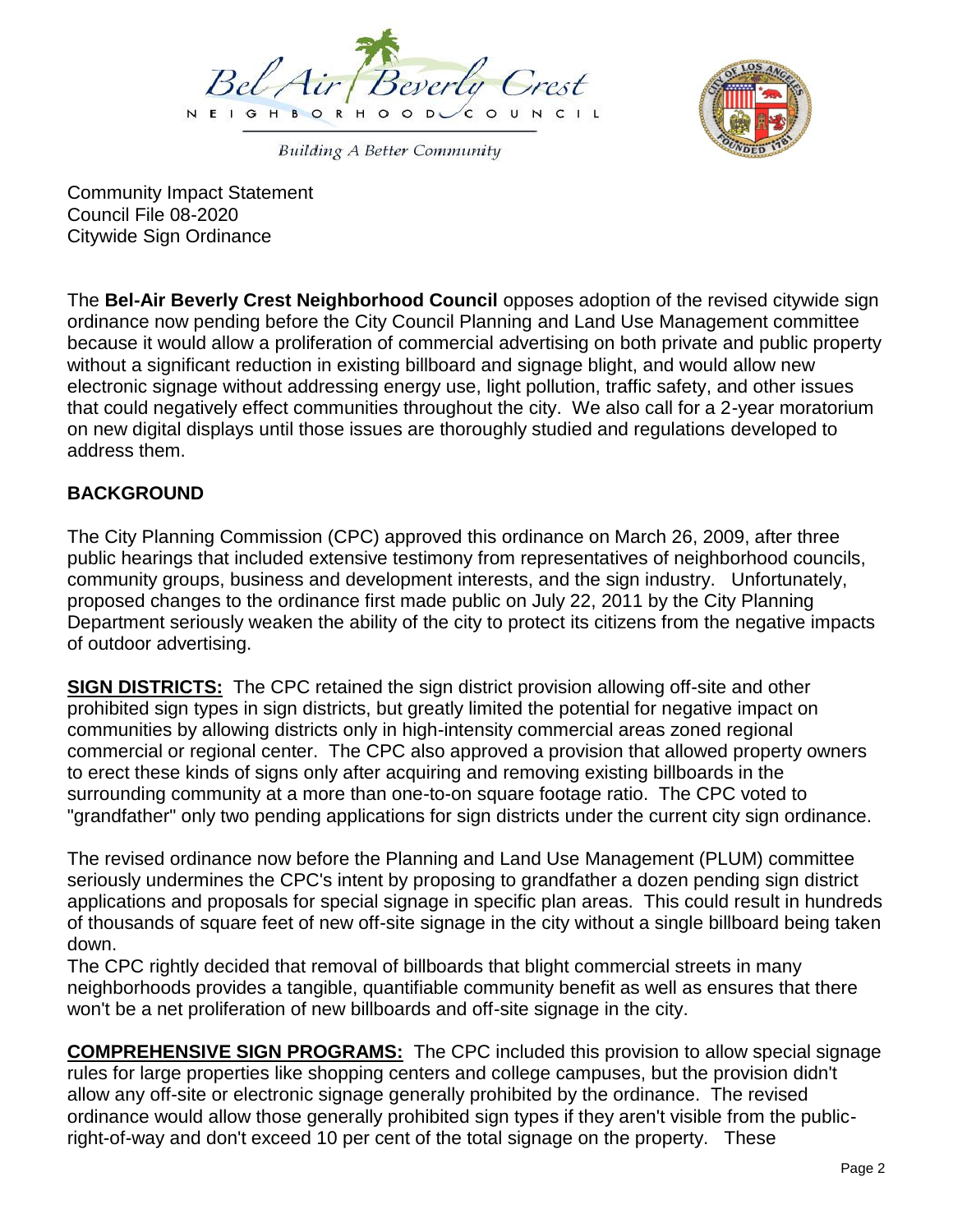Bel Air Beverly Crest
NEIGHBORHOOD COUNCIL

*Building A Better Community*

Community Impact Statement
Council File 08-2020
Citywide Sign Ordinance

The **Bel-Air Beverly Crest Neighborhood Council** opposes adoption of the revised citywide sign ordinance now pending before the City Council Planning and Land Use Management committee because it would allow a proliferation of commercial advertising on both private and public property without a significant reduction in existing billboard and signage blight, and would allow new electronic signage without addressing energy use, light pollution, traffic safety, and other issues that could negatively effect communities throughout the city. We also call for a 2-year moratorium on new digital displays until those issues are thoroughly studied and regulations developed to address them.

**BACKGROUND**

The City Planning Commission (CPC) approved this ordinance on March 26, 2009, after three public hearings that included extensive testimony from representatives of neighborhood councils, community groups, business and development interests, and the sign industry. Unfortunately, proposed changes to the ordinance first made public on July 22, 2011 by the City Planning Department seriously weaken the ability of the city to protect its citizens from the negative impacts of outdoor advertising.

**SIGN DISTRICTS:** The CPC retained the sign district provision allowing off-site and other prohibited sign types in sign districts, but greatly limited the potential for negative impact on communities by allowing districts only in high-intensity commercial areas zoned regional commercial or regional center. The CPC also approved a provision that allowed property owners to erect these kinds of signs only after acquiring and removing existing billboards in the surrounding community at a more than one-to-on square footage ratio. The CPC voted to "grandfather" only two pending applications for sign districts under the current city sign ordinance.

The revised ordinance now before the Planning and Land Use Management (PLUM) committee seriously undermines the CPC's intent by proposing to grandfather a dozen pending sign district applications and proposals for special signage in specific plan areas. This could result in hundreds of thousands of square feet of new off-site signage in the city without a single billboard being taken down.
The CPC rightly decided that removal of billboards that blight commercial streets in many neighborhoods provides a tangible, quantifiable community benefit as well as ensures that there won't be a net proliferation of new billboards and off-site signage in the city.

**COMPREHENSIVE SIGN PROGRAMS:** The CPC included this provision to allow special signage rules for large properties like shopping centers and college campuses, but the provision didn't allow any off-site or electronic signage generally prohibited by the ordinance. The revised ordinance would allow those generally prohibited sign types if they aren't visible from the public-right-of-way and don't exceed 10 per cent of the total signage on the property. These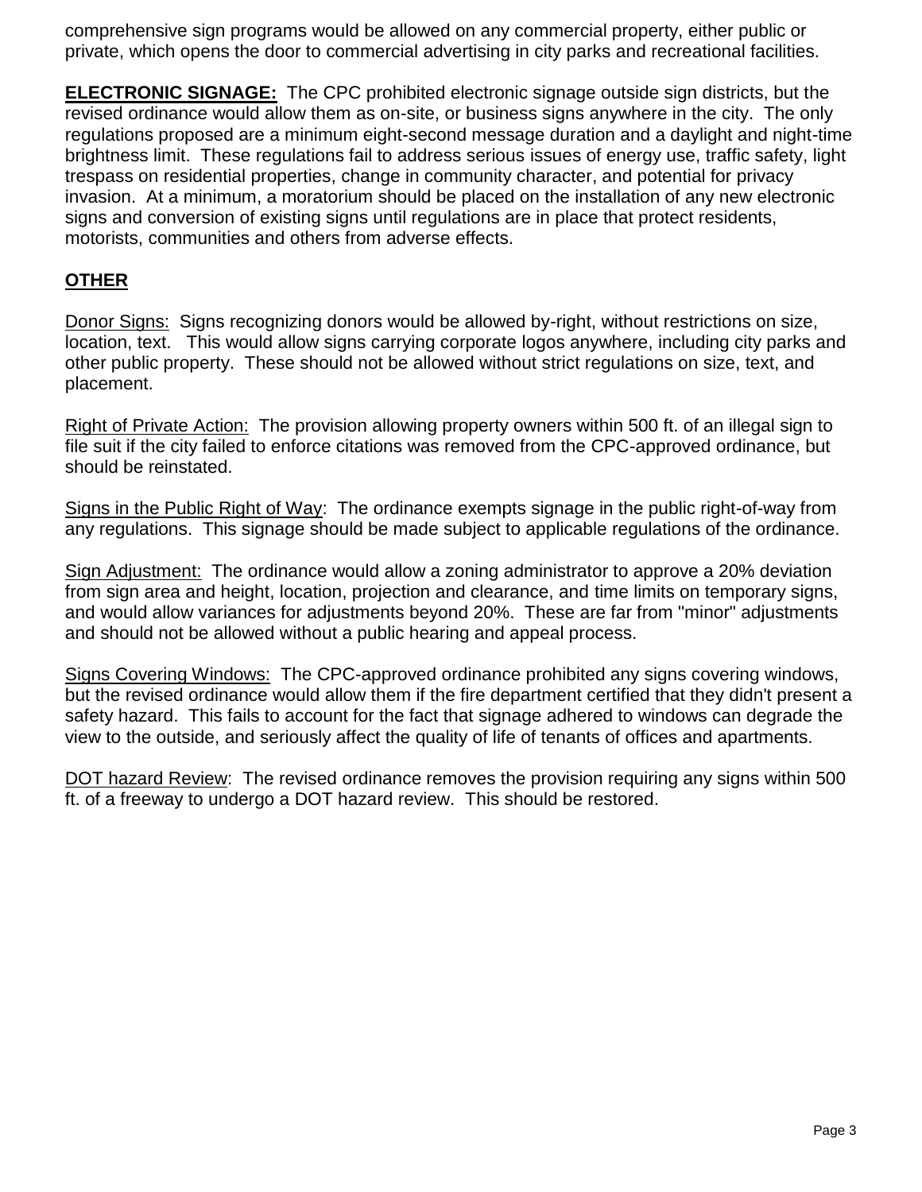comprehensive sign programs would be allowed on any commercial property, either public or private, which opens the door to commercial advertising in city parks and recreational facilities.

**ELECTRONIC SIGNAGE:** The CPC prohibited electronic signage outside sign districts, but the revised ordinance would allow them as on-site, or business signs anywhere in the city. The only regulations proposed are a minimum eight-second message duration and a daylight and night-time brightness limit. These regulations fail to address serious issues of energy use, traffic safety, light trespass on residential properties, change in community character, and potential for privacy invasion. At a minimum, a moratorium should be placed on the installation of any new electronic signs and conversion of existing signs until regulations are in place that protect residents, motorists, communities and others from adverse effects.

## OTHER

Donor Signs: Signs recognizing donors would be allowed by-right, without restrictions on size, location, text. This would allow signs carrying corporate logos anywhere, including city parks and other public property. These should not be allowed without strict regulations on size, text, and placement.

Right of Private Action: The provision allowing property owners within 500 ft. of an illegal sign to file suit if the city failed to enforce citations was removed from the CPC-approved ordinance, but should be reinstated.

Signs in the Public Right of Way: The ordinance exempts signage in the public right-of-way from any regulations. This signage should be made subject to applicable regulations of the ordinance.

Sign Adjustment: The ordinance would allow a zoning administrator to approve a 20% deviation from sign area and height, location, projection and clearance, and time limits on temporary signs, and would allow variances for adjustments beyond 20%. These are far from "minor" adjustments and should not be allowed without a public hearing and appeal process.

Signs Covering Windows: The CPC-approved ordinance prohibited any signs covering windows, but the revised ordinance would allow them if the fire department certified that they didn't present a safety hazard. This fails to account for the fact that signage adhered to windows can degrade the view to the outside, and seriously affect the quality of life of tenants of offices and apartments.

DOT hazard Review: The revised ordinance removes the provision requiring any signs within 500 ft. of a freeway to undergo a DOT hazard review. This should be restored.